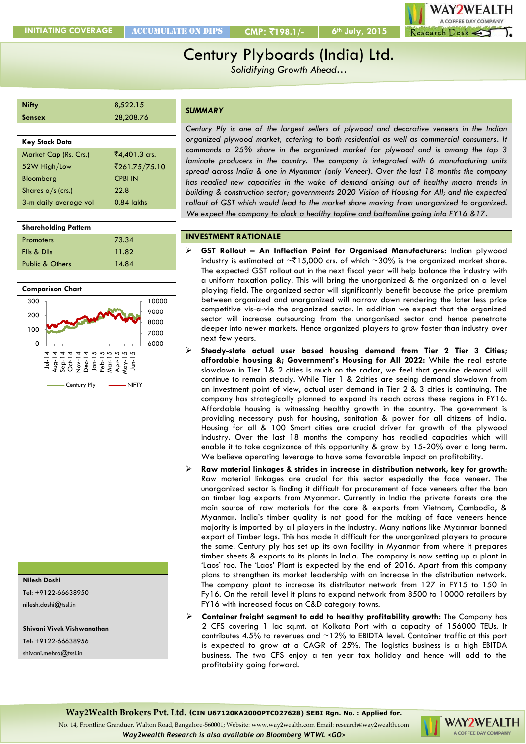INITIATING COVERAGE | ACCUMULATE ON DIPS | CMP: ₹198.1/- | 6th July, 2015

# Century Plyboards (India) Ltd.

*Solidifying Growth Ahead…*

| | |
|---|---|
| **Nifty** | 8,522.15 |
| **Sensex** | 28,208.76 |

| **Key Stock Data** | |
|---|---|
| Market Cap (Rs. Crs.) | ₹4,401.3 crs. |
| 52W High/Low | ₹261.75/75.10 |
| Bloomberg | CPBI IN |
| Shares o/s (crs.) | 22.8 |
| 3-m daily average vol | 0.84 lakhs |

| **Shareholding Pattern** | |
|---|---|
| Promoters | 73.34 |
| FIIs & DIIs | 11.82 |
| Public & Others | 14.84 |

**Comparison Chart**

(Chart: Century Ply vs NIFTY, Jul-14 to Jun-15)

**Nilesh Doshi**
Tel: +9122-66638950
nilesh.doshi@tssl.in

**Shivani Vivek Vishwanathan**
Tel: +9122-66638956
shivani.mehra@tssl.in

## SUMMARY

*Century Ply is one of the largest sellers of plywood and decorative veneers in the Indian organized plywood market, catering to both residential as well as commercial consumers. It commands a 25% share in the organized market for plywood and is among the top 3 laminate producers in the country. The company is integrated with 6 manufacturing units spread across India & one in Myanmar (only Veneer). Over the last 18 months the company has readied new capacities in the wake of demand arising out of healthy macro trends in building & construction sector; governments 2020 Vision of Housing for All; and the expected rollout of GST which would lead to the market share moving from unorganized to organized. We expect the company to clock a healthy topline and bottomline going into FY16 &17.*

## INVESTMENT RATIONALE

- **GST Rollout – An Inflection Point for Organised Manufacturers:** Indian plywood industry is estimated at ~₹15,000 crs. of which ~30% is the organized market share. The expected GST rollout out in the next fiscal year will help balance the industry with a uniform taxation policy. This will bring the unorganized & the organized on a level playing field. The organized sector will significantly benefit because the price premium between organized and unorganized will narrow down rendering the later less price competitive vis-a-vie the organized sector. In addition we expect that the organized sector will increase outsourcing from the unorganised sector and hence penetrate deeper into newer markets. Hence organized players to grow faster than industry over next few years.
- **Steady-state actual user based housing demand from Tier 2 Tier 3 Cities; affordable housing &; Government's Housing for All 2022:** While the real estate slowdown in Tier 1& 2 cities is much on the radar, we feel that genuine demand will continue to remain steady. While Tier 1 & 2cities are seeing demand slowdown from an investment point of view, actual user demand in Tier 2 & 3 cities is continuing. The company has strategically planned to expand its reach across these regions in FY16. Affordable housing is witnessing healthy growth in the country. The government is providing necessary push for housing, sanitation & power for all citizens of India. Housing for all & 100 Smart cities are crucial driver for growth of the plywood industry. Over the last 18 months the company has readied capacities which will enable it to take cognizance of this opportunity & grow by 15-20% over a long term. We believe operating leverage to have some favorable impact on profitability.
- **Raw material linkages & strides in increase in distribution network, key for growth:** Raw material linkages are crucial for this sector especially the face veneer. The unorganized sector is finding it difficult for procurement of face veneers after the ban on timber log exports from Myanmar. Currently in India the private forests are the main source of raw materials for the core & exports from Vietnam, Cambodia, & Myanmar. India's timber quality is not good for the making of face veneers hence majority is imported by all players in the industry. Many nations like Myanmar banned export of Timber logs. This has made it difficult for the unorganized players to procure the same. Century ply has set up its own facility in Myanmar from where it prepares timber sheets & exports to its plants in India. The company is now setting up a plant in 'Laos' too. The 'Laos' Plant is expected by the end of 2016. Apart from this company plans to strengthen its market leadership with an increase in the distribution network. The company plant to increase its distributor network from 127 in FY15 to 150 in Fy16. On the retail level it plans to expand network from 8500 to 10000 retailers by FY16 with increased focus on C&D category towns.
- **Container freight segment to add to healthy profitability growth:** The Company has 2 CFS covering 1 lac sq.mt. at Kolkata Port with a capacity of 156000 TEUs. It contributes 4.5% to revenues and ~12% to EBIDTA level. Container traffic at this port is expected to grow at a CAGR of 25%. The logistics business is a high EBIDTA business. The two CFS enjoy a ten year tax holiday and hence will add to the profitability going forward.

Way2Wealth Brokers Pvt. Ltd. (CIN U67120KA2000PTC027628) SEBI Rgn. No. : Applied for.
No. 14, Frontline Granduer, Walton Road, Bangalore-560001; Website: www.way2wealth.com Email: research@way2wealth.com
*Way2wealth Research is also available on Bloomberg WTWL <GO>*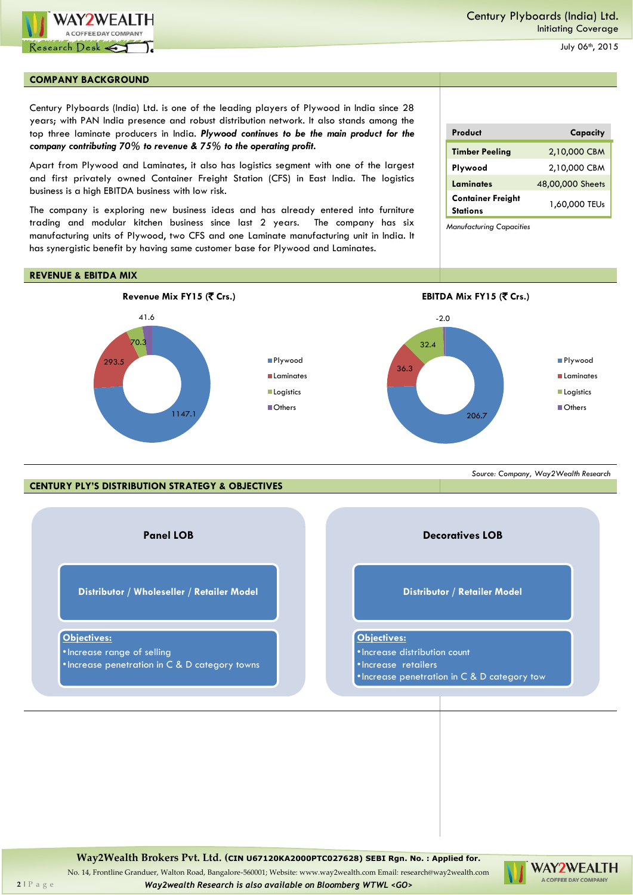## COMPANY BACKGROUND

Century Plyboards (India) Ltd. is one of the leading players of Plywood in India since 28 years; with PAN India presence and robust distribution network. It also stands among the top three laminate producers in India. ***Plywood continues to be the main product for the company contributing 70% to revenue & 75% to the operating profit.***

Apart from Plywood and Laminates, it also has logistics segment with one of the largest and first privately owned Container Freight Station (CFS) in East India. The logistics business is a high EBITDA business with low risk.

The company is exploring new business ideas and has already entered into furniture trading and modular kitchen business since last 2 years. The company has six manufacturing units of Plywood, two CFS and one Laminate manufacturing unit in India. It has synergistic benefit by having same customer base for Plywood and Laminates.

| Product | Capacity |
|---|---|
| Timber Peeling | 2,10,000 CBM |
| Plywood | 2,10,000 CBM |
| Laminates | 48,00,000 Sheets |
| Container Freight Stations | 1,60,000 TEUs |

*Manufacturing Capacities*

## REVENUE & EBITDA MIX

**Revenue Mix FY15 (₹ Crs.)**

| Segment | Value |
|---|---|
| Plywood | 1147.1 |
| Laminates | 293.5 |
| Logistics | 70.3 |
| Others | 41.6 |

**EBITDA Mix FY15 (₹ Crs.)**

| Segment | Value |
|---|---|
| Plywood | 206.7 |
| Laminates | 36.3 |
| Logistics | 32.4 |
| Others | -2.0 |

*Source: Company, Way2Wealth Research*

## CENTURY PLY'S DISTRIBUTION STRATEGY & OBJECTIVES

**Panel LOB**

Distributor / Wholeseller / Retailer Model

Objectives:
- Increase range of selling
- Increase penetration in C & D category towns

**Decoratives LOB**

Distributor / Retailer Model

Objectives:
- Increase distribution count
- Increase retailers
- Increase penetration in C & D category tow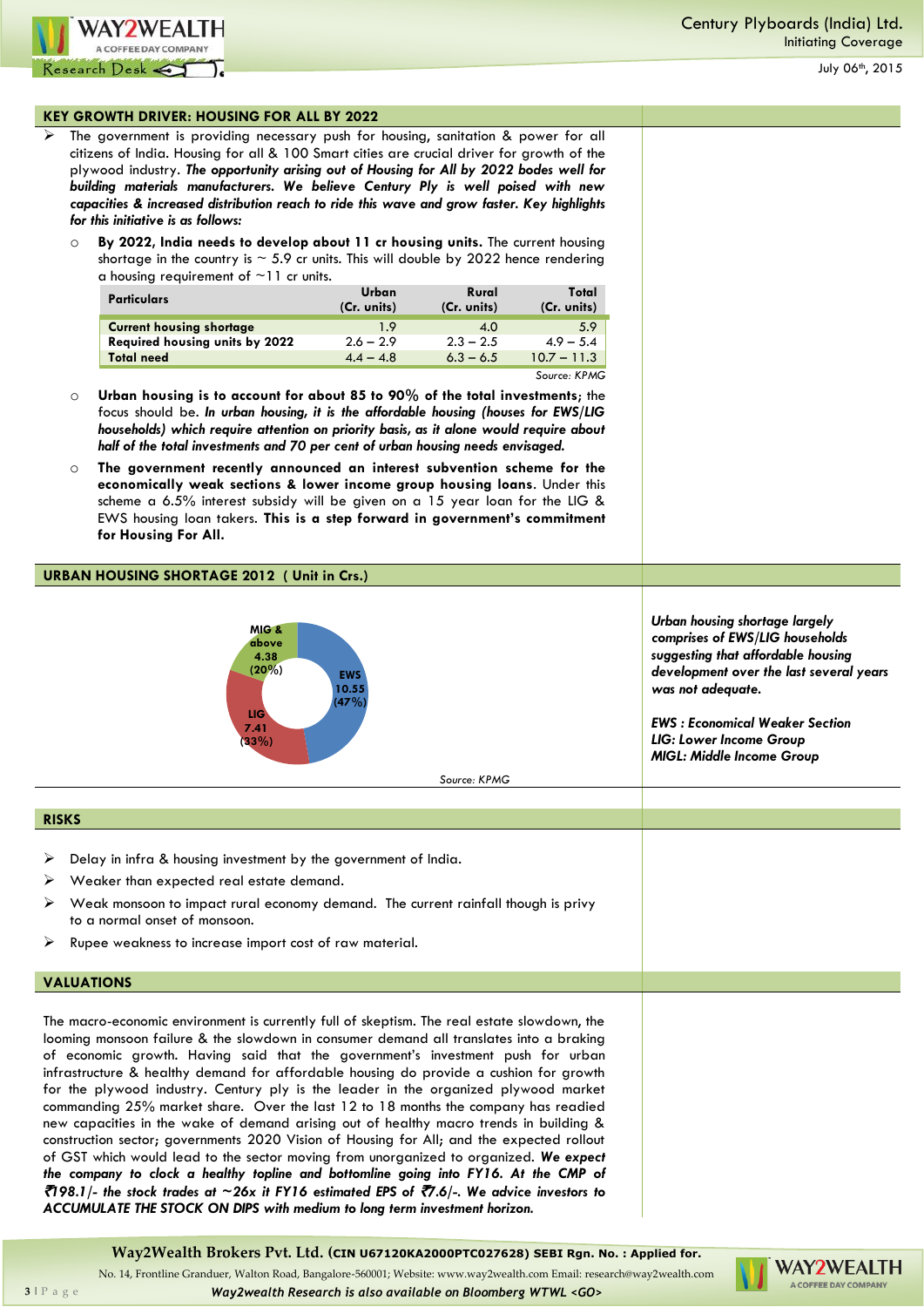## KEY GROWTH DRIVER: HOUSING FOR ALL BY 2022

- The government is providing necessary push for housing, sanitation & power for all citizens of India. Housing for all & 100 Smart cities are crucial driver for growth of the plywood industry. ***The opportunity arising out of Housing for All by 2022 bodes well for building materials manufacturers. We believe Century Ply is well poised with new capacities & increased distribution reach to ride this wave and grow faster. Key highlights for this initiative is as follows:***
  - **By 2022, India needs to develop about 11 cr housing units.** The current housing shortage in the country is ~ 5.9 cr units. This will double by 2022 hence rendering a housing requirement of ~11 cr units.

| Particulars | Urban (Cr. units) | Rural (Cr. units) | Total (Cr. units) |
|---|---|---|---|
| **Current housing shortage** | 1.9 | 4.0 | 5.9 |
| **Required housing units by 2022** | 2.6 – 2.9 | 2.3 – 2.5 | 4.9 – 5.4 |
| **Total need** | 4.4 – 4.8 | 6.3 – 6.5 | 10.7 – 11.3 |

*Source: KPMG*

  - **Urban housing is to account for about 85 to 90% of the total investments**; the focus should be. ***In urban housing, it is the affordable housing (houses for EWS/LIG households) which require attention on priority basis, as it alone would require about half of the total investments and 70 per cent of urban housing needs envisaged.***
  - **The government recently announced an interest subvention scheme for the economically weak sections & lower income group housing loans.** Under this scheme a 6.5% interest subsidy will be given on a 15 year loan for the LIG & EWS housing loan takers. **This is a step forward in government's commitment for Housing For All.**

## URBAN HOUSING SHORTAGE 2012 ( Unit in Crs.)

| Segment | Units (Crs.) | Share |
|---|---|---|
| EWS | 10.55 | 47% |
| LIG | 7.41 | 33% |
| MIG & above | 4.38 | 20% |

Source: KPMG

***Urban housing shortage largely comprises of EWS/LIG households suggesting that affordable housing development over the last several years was not adequate.***

***EWS : Economical Weaker Section***
***LIG: Lower Income Group***
***MIGL: Middle Income Group***

## RISKS

- Delay in infra & housing investment by the government of India.
- Weaker than expected real estate demand.
- Weak monsoon to impact rural economy demand. The current rainfall though is privy to a normal onset of monsoon.
- Rupee weakness to increase import cost of raw material.

## VALUATIONS

The macro-economic environment is currently full of skeptism. The real estate slowdown, the looming monsoon failure & the slowdown in consumer demand all translates into a braking of economic growth. Having said that the government's investment push for urban infrastructure & healthy demand for affordable housing do provide a cushion for growth for the plywood industry. Century ply is the leader in the organized plywood market commanding 25% market share. Over the last 12 to 18 months the company has readied new capacities in the wake of demand arising out of healthy macro trends in building & construction sector; governments 2020 Vision of Housing for All; and the expected rollout of GST which would lead to the sector moving from unorganized to organized. ***We expect the company to clock a healthy topline and bottomline going into FY16. At the CMP of ₹198.1/- the stock trades at ~26x it FY16 estimated EPS of ₹7.6/-. We advice investors to ACCUMULATE THE STOCK ON DIPS with medium to long term investment horizon.***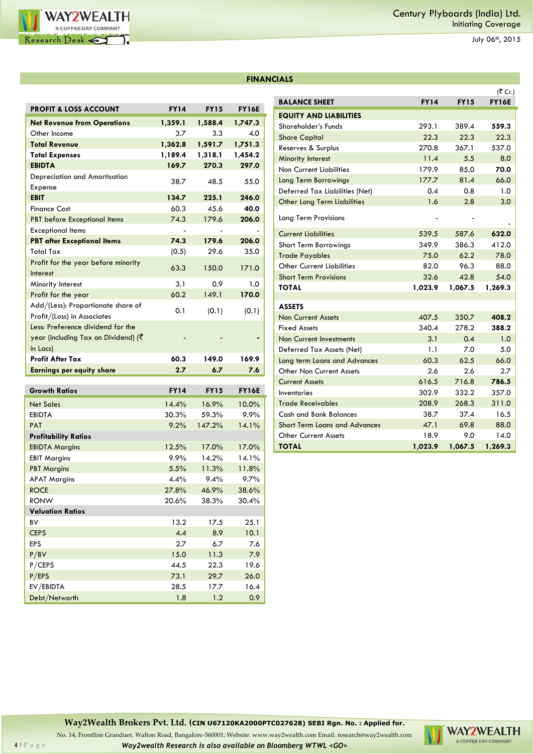## FINANCIALS

(₹ Cr.)

| PROFIT & LOSS ACCOUNT | FY14 | FY15 | FY16E |
|---|---|---|---|
| **Net Revenue from Operations** | **1,359.1** | **1,588.4** | **1,747.3** |
| Other Income | 3.7 | 3.3 | 4.0 |
| **Total Revenue** | **1,362.8** | **1,591.7** | **1,751.3** |
| **Total Expenses** | **1,189.4** | **1,318.1** | **1,454.2** |
| **EBIDTA** | **169.7** | **270.3** | **297.0** |
| Depreciation and Amortisation Expense | 38.7 | 48.5 | 55.0 |
| **EBIT** | **134.7** | **225.1** | **246.0** |
| Finance Cost | 60.3 | 45.6 | **40.0** |
| PBT before Exceptional Items | 74.3 | 179.6 | **206.0** |
| Exceptional Items | - | - | - |
| **PBT after Exceptional Items** | **74.3** | **179.6** | **206.0** |
| Total Tax | (0.5) | 29.6 | 35.0 |
| Profit for the year before minority interest | 63.3 | 150.0 | 171.0 |
| Minority Interest | 3.1 | 0.9 | 1.0 |
| Profit for the year | 60.2 | 149.1 | **170.0** |
| Add/(Less): Proportionate share of Profit/(Loss) in Associates | 0.1 | (0.1) | (0.1) |
| Less: Preference dividend for the year (including Tax on Dividend) (₹ in Lacs) | - | - | - |
| **Profit After Tax** | **60.3** | **149.0** | **169.9** |
| **Earnings per equity share** | **2.7** | **6.7** | **7.6** |

| Growth Ratios | FY14 | FY15 | FY16E |
|---|---|---|---|
| Net Sales | 14.4% | 16.9% | 10.0% |
| EBIDTA | 30.3% | 59.3% | 9.9% |
| PAT | 9.2% | 147.2% | 14.1% |
| **Profitability Ratios** | | | |
| EBIDTA Margins | 12.5% | 17.0% | 17.0% |
| EBIT Margins | 9.9% | 14.2% | 14.1% |
| PBT Margins | 5.5% | 11.3% | 11.8% |
| APAT Margins | 4.4% | 9.4% | 9.7% |
| ROCE | 27.8% | 46.9% | 38.6% |
| RONW | 20.6% | 38.3% | 30.4% |
| **Valuation Ratios** | | | |
| BV | 13.2 | 17.5 | 25.1 |
| CEPS | 4.4 | 8.9 | 10.1 |
| EPS | 2.7 | 6.7 | 7.6 |
| P/BV | 15.0 | 11.3 | 7.9 |
| P/CEPS | 44.5 | 22.3 | 19.6 |
| P/EPS | 73.1 | 29.7 | 26.0 |
| EV/EBIDTA | 28.5 | 17.7 | 16.4 |
| Debt/Networth | 1.8 | 1.2 | 0.9 |

| BALANCE SHEET | FY14 | FY15 | FY16E |
|---|---|---|---|
| **EQUITY AND LIABILITIES** | | | |
| Shareholder's Funds | 293.1 | 389.4 | **559.3** |
| Share Capital | 22.3 | 22.3 | 22.3 |
| Reserves & Surplus | 270.8 | 367.1 | 537.0 |
| Minority Interest | 11.4 | 5.5 | 8.0 |
| Non Current Liabilities | 179.9 | 85.0 | **70.0** |
| Long Term Borrowings | 177.7 | 81.4 | 66.0 |
| Deferred Tax Liabilities (Net) | 0.4 | 0.8 | 1.0 |
| Other Long Term Liabilities | 1.6 | 2.8 | 3.0 |
| Long Term Provisions | - | - | - |
| Current Liabilities | 539.5 | 587.6 | **632.0** |
| Short Term Borrowings | 349.9 | 386.3 | 412.0 |
| Trade Payables | 75.0 | 62.2 | 78.0 |
| Other Current Liabilities | 82.0 | 96.3 | 88.0 |
| Short Term Provisions | 32.6 | 42.8 | 54.0 |
| **TOTAL** | **1,023.9** | **1,067.5** | **1,269.3** |
| **ASSETS** | | | |
| Non Current Assets | 407.5 | 350.7 | **408.2** |
| Fixed Assets | 340.4 | 278.2 | **388.2** |
| Non Current Investments | 3.1 | 0.4 | 1.0 |
| Deferred Tax Assets (Net) | 1.1 | 7.0 | 5.0 |
| Long term Loans and Advances | 60.3 | 62.5 | 66.0 |
| Other Non Current Assets | 2.6 | 2.6 | 2.7 |
| Current Assets | 616.5 | 716.8 | **786.5** |
| Inventories | 302.9 | 332.2 | 357.0 |
| Trade Receivables | 208.9 | 268.3 | 311.0 |
| Cash and Bank Balances | 38.7 | 37.4 | 16.5 |
| Short Term Loans and Advances | 47.1 | 69.8 | 88.0 |
| Other Current Assets | 18.9 | 9.0 | 14.0 |
| **TOTAL** | **1,023.9** | **1,067.5** | **1,269.3** |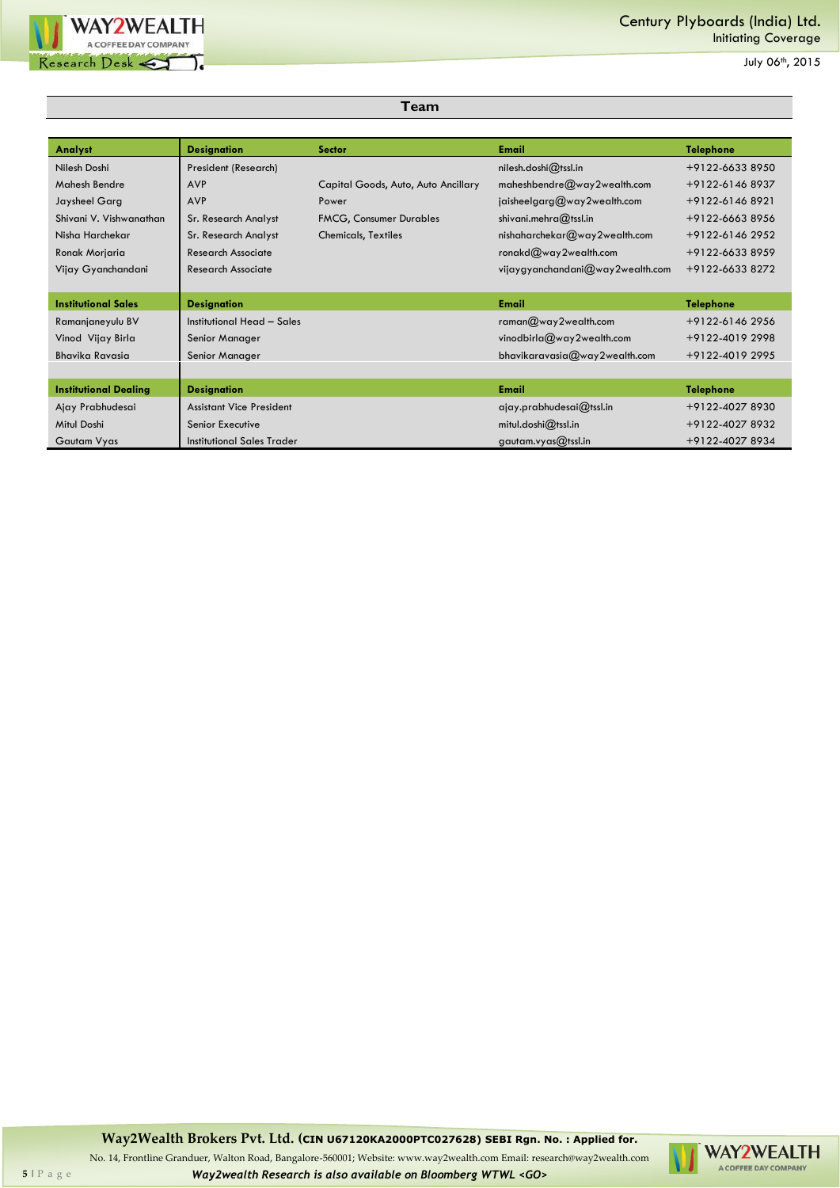## Team

| Analyst | Designation | Sector | Email | Telephone |
|---|---|---|---|---|
| Nilesh Doshi | President (Research) | | nilesh.doshi@tssl.in | +9122-6633 8950 |
| Mahesh Bendre | AVP | Capital Goods, Auto, Auto Ancillary | maheshbendre@way2wealth.com | +9122-6146 8937 |
| Jaysheel Garg | AVP | Power | jaisheelgarg@way2wealth.com | +9122-6146 8921 |
| Shivani V. Vishwanathan | Sr. Research Analyst | FMCG, Consumer Durables | shivani.mehra@tssl.in | +9122-6663 8956 |
| Nisha Harchekar | Sr. Research Analyst | Chemicals, Textiles | nishaharchekar@way2wealth.com | +9122-6146 2952 |
| Ronak Morjaria | Research Associate | | ronakd@way2wealth.com | +9122-6633 8959 |
| Vijay Gyanchandani | Research Associate | | vijaygyanchandani@way2wealth.com | +9122-6633 8272 |

| Institutional Sales | Designation | Email | Telephone |
|---|---|---|---|
| Ramanjaneyulu BV | Institutional Head – Sales | raman@way2wealth.com | +9122-6146 2956 |
| Vinod Vijay Birla | Senior Manager | vinodbirla@way2wealth.com | +9122-4019 2998 |
| Bhavika Ravasia | Senior Manager | bhavikaravasia@way2wealth.com | +9122-4019 2995 |

| Institutional Dealing | Designation | Email | Telephone |
|---|---|---|---|
| Ajay Prabhudesai | Assistant Vice President | ajay.prabhudesai@tssl.in | +9122-4027 8930 |
| Mitul Doshi | Senior Executive | mitul.doshi@tssl.in | +9122-4027 8932 |
| Gautam Vyas | Institutional Sales Trader | gautam.vyas@tssl.in | +9122-4027 8934 |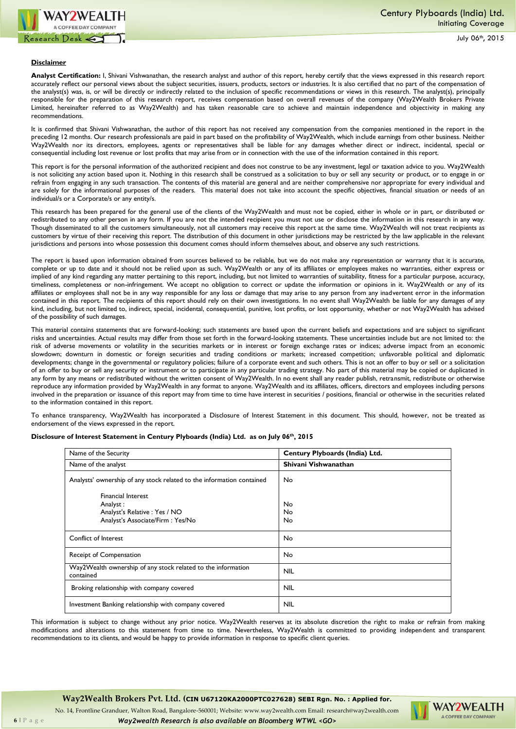## Disclaimer

**Analyst Certification:** I, Shivani Vishwanathan, the research analyst and author of this report, hereby certify that the views expressed in this research report accurately reflect our personal views about the subject securities, issuers, products, sectors or industries. It is also certified that no part of the compensation of the analyst(s) was, is, or will be directly or indirectly related to the inclusion of specific recommendations or views in this research. The analyst(s), principally responsible for the preparation of this research report, receives compensation based on overall revenues of the company (Way2Wealth Brokers Private Limited, hereinafter referred to as Way2Wealth) and has taken reasonable care to achieve and maintain independence and objectivity in making any recommendations.

It is confirmed that Shivani Vishwanathan, the author of this report has not received any compensation from the companies mentioned in the report in the preceding 12 months. Our research professionals are paid in part based on the profitability of Way2Wealth, which include earnings from other business. Neither Way2Wealth nor its directors, employees, agents or representatives shall be liable for any damages whether direct or indirect, incidental, special or consequential including lost revenue or lost profits that may arise from or in connection with the use of the information contained in this report.

This report is for the personal information of the authorized recipient and does not construe to be any investment, legal or taxation advice to you. Way2Wealth is not soliciting any action based upon it. Nothing in this research shall be construed as a solicitation to buy or sell any security or product, or to engage in or refrain from engaging in any such transaction. The contents of this material are general and are neither comprehensive nor appropriate for every individual and are solely for the informational purposes of the readers. This material does not take into account the specific objectives, financial situation or needs of an individual/s or a Corporate/s or any entity/s.

This research has been prepared for the general use of the clients of the Way2Wealth and must not be copied, either in whole or in part, or distributed or redistributed to any other person in any form. If you are not the intended recipient you must not use or disclose the information in this research in any way. Though disseminated to all the customers simultaneously, not all customers may receive this report at the same time. Way2Wealth will not treat recipients as customers by virtue of their receiving this report. The distribution of this document in other jurisdictions may be restricted by the law applicable in the relevant jurisdictions and persons into whose possession this document comes should inform themselves about, and observe any such restrictions.

The report is based upon information obtained from sources believed to be reliable, but we do not make any representation or warranty that it is accurate, complete or up to date and it should not be relied upon as such. Way2Wealth or any of its affiliates or employees makes no warranties, either express or implied of any kind regarding any matter pertaining to this report, including, but not limited to warranties of suitability, fitness for a particular purpose, accuracy, timeliness, completeness or non-infringement. We accept no obligation to correct or update the information or opinions in it. Way2Wealth or any of its affiliates or employees shall not be in any way responsible for any loss or damage that may arise to any person from any inadvertent error in the information contained in this report. The recipients of this report should rely on their own investigations. In no event shall Way2Wealth be liable for any damages of any kind, including, but not limited to, indirect, special, incidental, consequential, punitive, lost profits, or lost opportunity, whether or not Way2Wealth has advised of the possibility of such damages.

This material contains statements that are forward-looking; such statements are based upon the current beliefs and expectations and are subject to significant risks and uncertainties. Actual results may differ from those set forth in the forward-looking statements. These uncertainties include but are not limited to: the risk of adverse movements or volatility in the securities markets or in interest or foreign exchange rates or indices; adverse impact from an economic slowdown; downturn in domestic or foreign securities and trading conditions or markets; increased competition; unfavorable political and diplomatic developments; change in the governmental or regulatory policies; failure of a corporate event and such others. This is not an offer to buy or sell or a solicitation of an offer to buy or sell any security or instrument or to participate in any particular trading strategy. No part of this material may be copied or duplicated in any form by any means or redistributed without the written consent of Way2Wealth. In no event shall any reader publish, retransmit, redistribute or otherwise reproduce any information provided by Way2Wealth in any format to anyone. Way2Wealth and its affiliates, officers, directors and employees including persons involved in the preparation or issuance of this report may from time to time have interest in securities / positions, financial or otherwise in the securities related to the information contained in this report.

To enhance transparency, Way2Wealth has incorporated a Disclosure of Interest Statement in this document. This should, however, not be treated as endorsement of the views expressed in the report.

**Disclosure of Interest Statement in Century Plyboards (India) Ltd. as on July 06th, 2015**

| | |
|---|---|
| Name of the Security | **Century Plyboards (India) Ltd.** |
| Name of the analyst | **Shivani Vishwanathan** |
| Analysts' ownership of any stock related to the information contained | No |
| Financial Interest<br>Analyst :<br>Analyst's Relative : Yes / NO<br>Analyst's Associate/Firm : Yes/No | <br>No<br>No<br>No |
| Conflict of Interest | No |
| Receipt of Compensation | No |
| Way2Wealth ownership of any stock related to the information contained | NIL |
| Broking relationship with company covered | NIL |
| Investment Banking relationship with company covered | NIL |

This information is subject to change without any prior notice. Way2Wealth reserves at its absolute discretion the right to make or refrain from making modifications and alterations to this statement from time to time. Nevertheless, Way2Wealth is committed to providing independent and transparent recommendations to its clients, and would be happy to provide information in response to specific client queries.